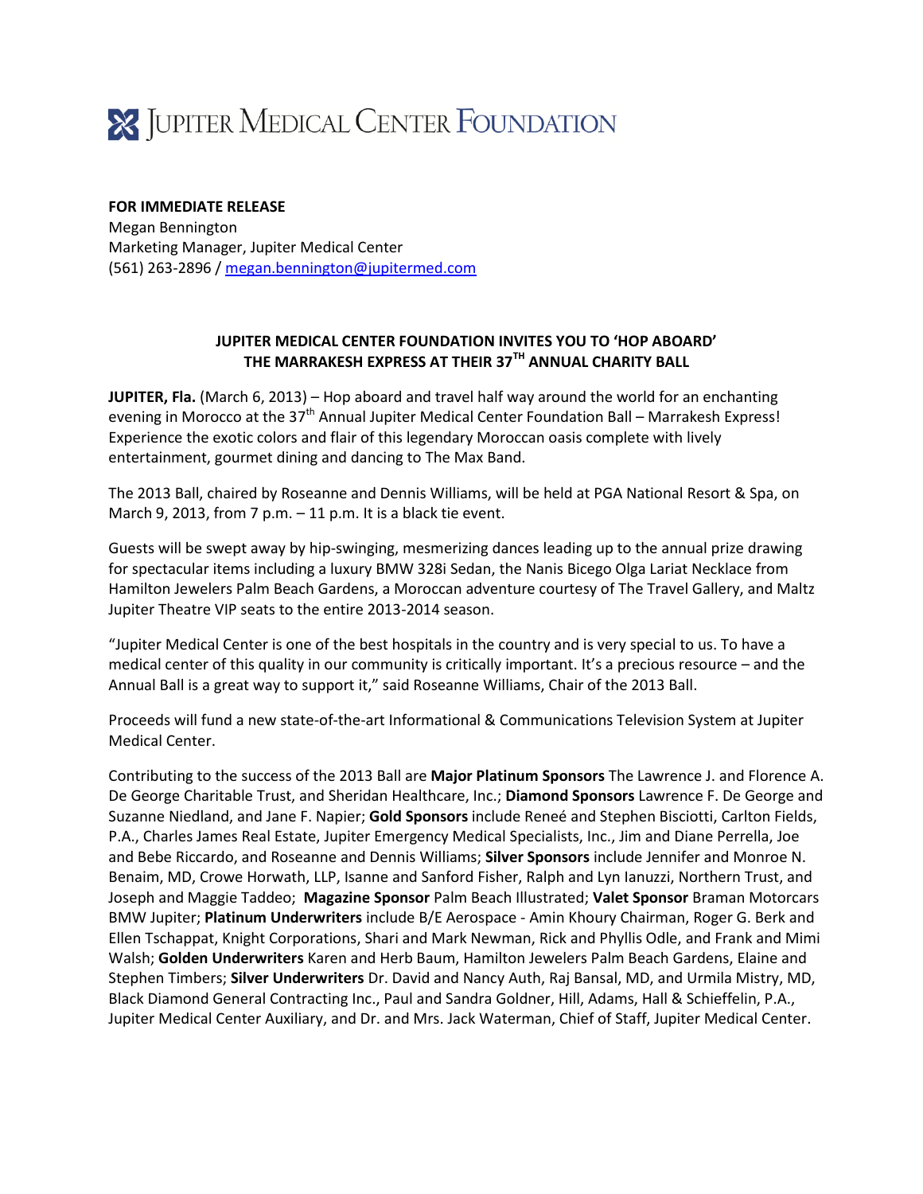# JUPITER MEDICAL CENTER FOUNDATION

**FOR IMMEDIATE RELEASE**
Megan Bennington
Marketing Manager, Jupiter Medical Center
(561) 263-2896 / megan.bennington@jupitermed.com

## JUPITER MEDICAL CENTER FOUNDATION INVITES YOU TO 'HOP ABOARD' THE MARRAKESH EXPRESS AT THEIR 37TH ANNUAL CHARITY BALL

**JUPITER, Fla.** (March 6, 2013) – Hop aboard and travel half way around the world for an enchanting evening in Morocco at the 37th Annual Jupiter Medical Center Foundation Ball – Marrakesh Express! Experience the exotic colors and flair of this legendary Moroccan oasis complete with lively entertainment, gourmet dining and dancing to The Max Band.

The 2013 Ball, chaired by Roseanne and Dennis Williams, will be held at PGA National Resort & Spa, on March 9, 2013, from 7 p.m. – 11 p.m. It is a black tie event.

Guests will be swept away by hip-swinging, mesmerizing dances leading up to the annual prize drawing for spectacular items including a luxury BMW 328i Sedan, the Nanis Bicego Olga Lariat Necklace from Hamilton Jewelers Palm Beach Gardens, a Moroccan adventure courtesy of The Travel Gallery, and Maltz Jupiter Theatre VIP seats to the entire 2013-2014 season.

"Jupiter Medical Center is one of the best hospitals in the country and is very special to us. To have a medical center of this quality in our community is critically important. It's a precious resource – and the Annual Ball is a great way to support it," said Roseanne Williams, Chair of the 2013 Ball.

Proceeds will fund a new state-of-the-art Informational & Communications Television System at Jupiter Medical Center.

Contributing to the success of the 2013 Ball are **Major Platinum Sponsors** The Lawrence J. and Florence A. De George Charitable Trust, and Sheridan Healthcare, Inc.; **Diamond Sponsors** Lawrence F. De George and Suzanne Niedland, and Jane F. Napier; **Gold Sponsors** include Reneé and Stephen Bisciotti, Carlton Fields, P.A., Charles James Real Estate, Jupiter Emergency Medical Specialists, Inc., Jim and Diane Perrella, Joe and Bebe Riccardo, and Roseanne and Dennis Williams; **Silver Sponsors** include Jennifer and Monroe N. Benaim, MD, Crowe Horwath, LLP, Isanne and Sanford Fisher, Ralph and Lyn Ianuzzi, Northern Trust, and Joseph and Maggie Taddeo; **Magazine Sponsor** Palm Beach Illustrated; **Valet Sponsor** Braman Motorcars BMW Jupiter; **Platinum Underwriters** include B/E Aerospace - Amin Khoury Chairman, Roger G. Berk and Ellen Tschappat, Knight Corporations, Shari and Mark Newman, Rick and Phyllis Odle, and Frank and Mimi Walsh; **Golden Underwriters** Karen and Herb Baum, Hamilton Jewelers Palm Beach Gardens, Elaine and Stephen Timbers; **Silver Underwriters** Dr. David and Nancy Auth, Raj Bansal, MD, and Urmila Mistry, MD, Black Diamond General Contracting Inc., Paul and Sandra Goldner, Hill, Adams, Hall & Schieffelin, P.A., Jupiter Medical Center Auxiliary, and Dr. and Mrs. Jack Waterman, Chief of Staff, Jupiter Medical Center.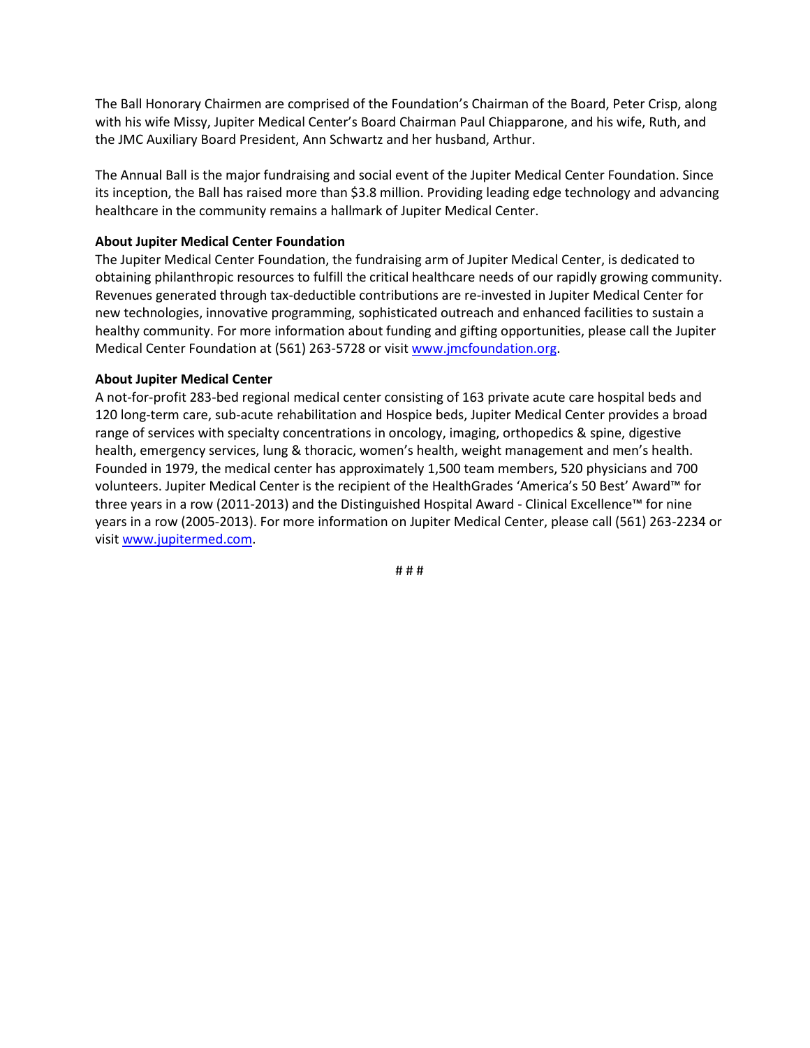The Ball Honorary Chairmen are comprised of the Foundation's Chairman of the Board, Peter Crisp, along with his wife Missy, Jupiter Medical Center's Board Chairman Paul Chiapparone, and his wife, Ruth, and the JMC Auxiliary Board President, Ann Schwartz and her husband, Arthur.

The Annual Ball is the major fundraising and social event of the Jupiter Medical Center Foundation. Since its inception, the Ball has raised more than $3.8 million. Providing leading edge technology and advancing healthcare in the community remains a hallmark of Jupiter Medical Center.

**About Jupiter Medical Center Foundation**

The Jupiter Medical Center Foundation, the fundraising arm of Jupiter Medical Center, is dedicated to obtaining philanthropic resources to fulfill the critical healthcare needs of our rapidly growing community. Revenues generated through tax-deductible contributions are re-invested in Jupiter Medical Center for new technologies, innovative programming, sophisticated outreach and enhanced facilities to sustain a healthy community. For more information about funding and gifting opportunities, please call the Jupiter Medical Center Foundation at (561) 263-5728 or visit [www.jmcfoundation.org](http://www.jmcfoundation.org).

**About Jupiter Medical Center**

A not-for-profit 283-bed regional medical center consisting of 163 private acute care hospital beds and 120 long-term care, sub-acute rehabilitation and Hospice beds, Jupiter Medical Center provides a broad range of services with specialty concentrations in oncology, imaging, orthopedics & spine, digestive health, emergency services, lung & thoracic, women's health, weight management and men's health. Founded in 1979, the medical center has approximately 1,500 team members, 520 physicians and 700 volunteers. Jupiter Medical Center is the recipient of the HealthGrades 'America's 50 Best' Award™ for three years in a row (2011-2013) and the Distinguished Hospital Award - Clinical Excellence™ for nine years in a row (2005-2013). For more information on Jupiter Medical Center, please call (561) 263-2234 or visit [www.jupitermed.com](http://www.jupitermed.com).

# # #